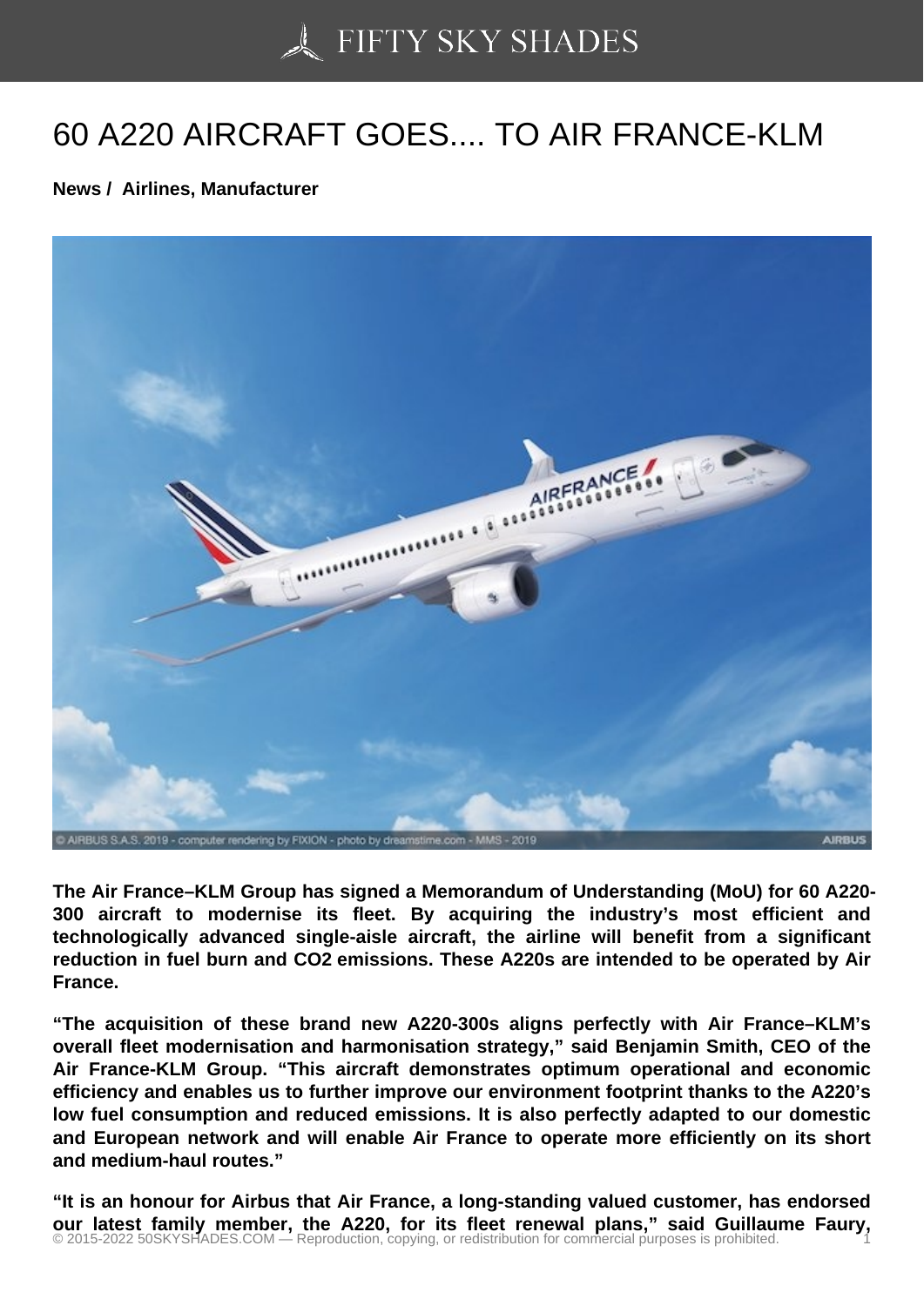# 60 A220 AIRCRAFT GOES.... TO AIR FRANCE-KLM

**News / Airlines, Manufacturer**

**The Air France–KLM Group has signed a Memorandum of Understanding (MoU) for 60 A220-300 aircraft to modernise its fleet. By acquiring the industry's most efficient and technologically advanced single-aisle aircraft, the airline will benefit from a significant reduction in fuel burn and CO2 emissions. These A220s are intended to be operated by Air France.**

**"The acquisition of these brand new A220-300s aligns perfectly with Air France–KLM's overall fleet modernisation and harmonisation strategy," said Benjamin Smith, CEO of the Air France-KLM Group. "This aircraft demonstrates optimum operational and economic efficiency and enables us to further improve our environment footprint thanks to the A220's low fuel consumption and reduced emissions. It is also perfectly adapted to our domestic and European network and will enable Air France to operate more efficiently on its short and medium-haul routes."**

**"It is an honour for Airbus that Air France, a long-standing valued customer, has endorsed our latest family member, the A220, for its fleet renewal plans," said Guillaume Faury,**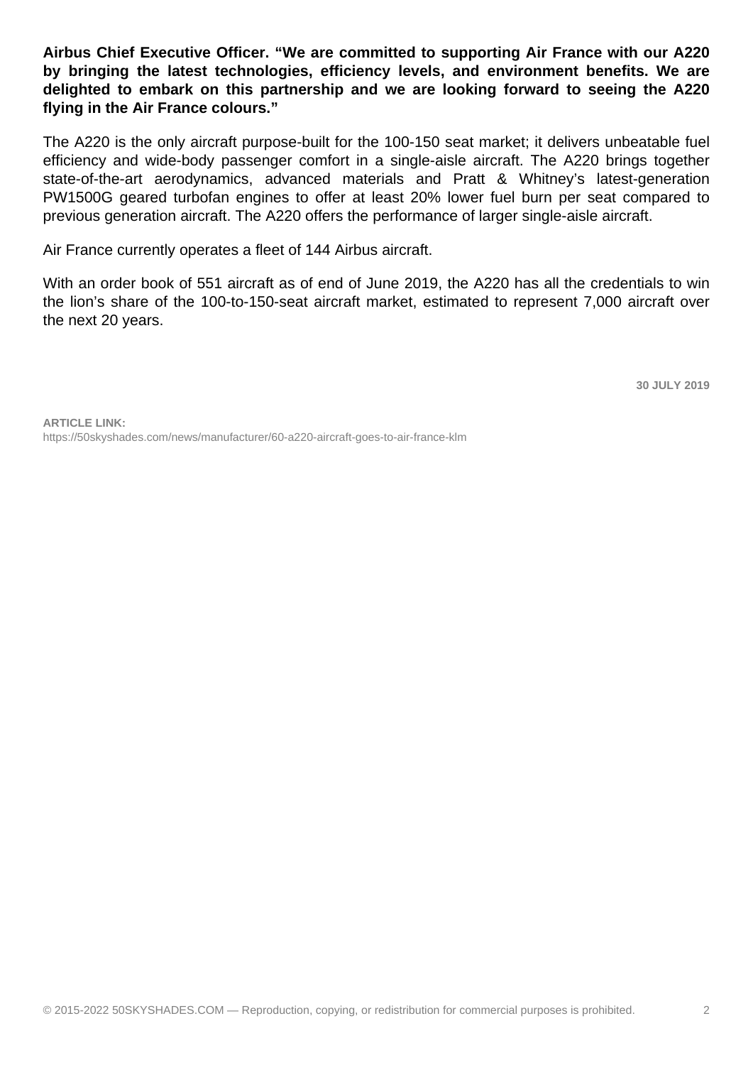**Airbus Chief Executive Officer. “We are committed to supporting Air France with our A220 by bringing the latest technologies, efficiency levels, and environment benefits. We are delighted to embark on this partnership and we are looking forward to seeing the A220 flying in the Air France colours.”**

The A220 is the only aircraft purpose-built for the 100-150 seat market; it delivers unbeatable fuel efficiency and wide-body passenger comfort in a single-aisle aircraft. The A220 brings together state-of-the-art aerodynamics, advanced materials and Pratt & Whitney’s latest-generation PW1500G geared turbofan engines to offer at least 20% lower fuel burn per seat compared to previous generation aircraft. The A220 offers the performance of larger single-aisle aircraft.

Air France currently operates a fleet of 144 Airbus aircraft.

With an order book of 551 aircraft as of end of June 2019, the A220 has all the credentials to win the lion’s share of the 100-to-150-seat aircraft market, estimated to represent 7,000 aircraft over the next 20 years.

**30 JULY 2019**

**ARTICLE LINK:**
https://50skyshades.com/news/manufacturer/60-a220-aircraft-goes-to-air-france-klm